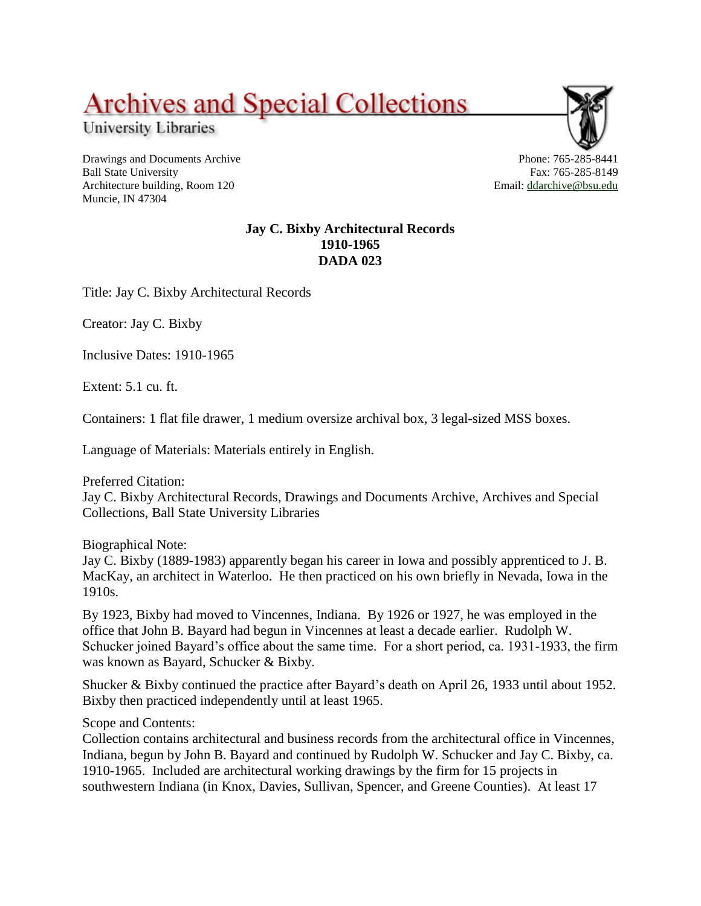# Archives and Special Collections

University Libraries

Drawings and Documents Archive
Ball State University
Architecture building, Room 120
Muncie, IN 47304

Phone: 765-285-8441
Fax: 765-285-8149
Email: ddarchive@bsu.edu

**Jay C. Bixby Architectural Records**
**1910-1965**
**DADA 023**

Title: Jay C. Bixby Architectural Records

Creator: Jay C. Bixby

Inclusive Dates: 1910-1965

Extent: 5.1 cu. ft.

Containers: 1 flat file drawer, 1 medium oversize archival box, 3 legal-sized MSS boxes.

Language of Materials: Materials entirely in English.

Preferred Citation:
Jay C. Bixby Architectural Records, Drawings and Documents Archive, Archives and Special Collections, Ball State University Libraries

Biographical Note:
Jay C. Bixby (1889-1983) apparently began his career in Iowa and possibly apprenticed to J. B. MacKay, an architect in Waterloo. He then practiced on his own briefly in Nevada, Iowa in the 1910s.

By 1923, Bixby had moved to Vincennes, Indiana. By 1926 or 1927, he was employed in the office that John B. Bayard had begun in Vincennes at least a decade earlier. Rudolph W. Schucker joined Bayard's office about the same time. For a short period, ca. 1931-1933, the firm was known as Bayard, Schucker & Bixby.

Shucker & Bixby continued the practice after Bayard's death on April 26, 1933 until about 1952. Bixby then practiced independently until at least 1965.

Scope and Contents:
Collection contains architectural and business records from the architectural office in Vincennes, Indiana, begun by John B. Bayard and continued by Rudolph W. Schucker and Jay C. Bixby, ca. 1910-1965. Included are architectural working drawings by the firm for 15 projects in southwestern Indiana (in Knox, Davies, Sullivan, Spencer, and Greene Counties). At least 17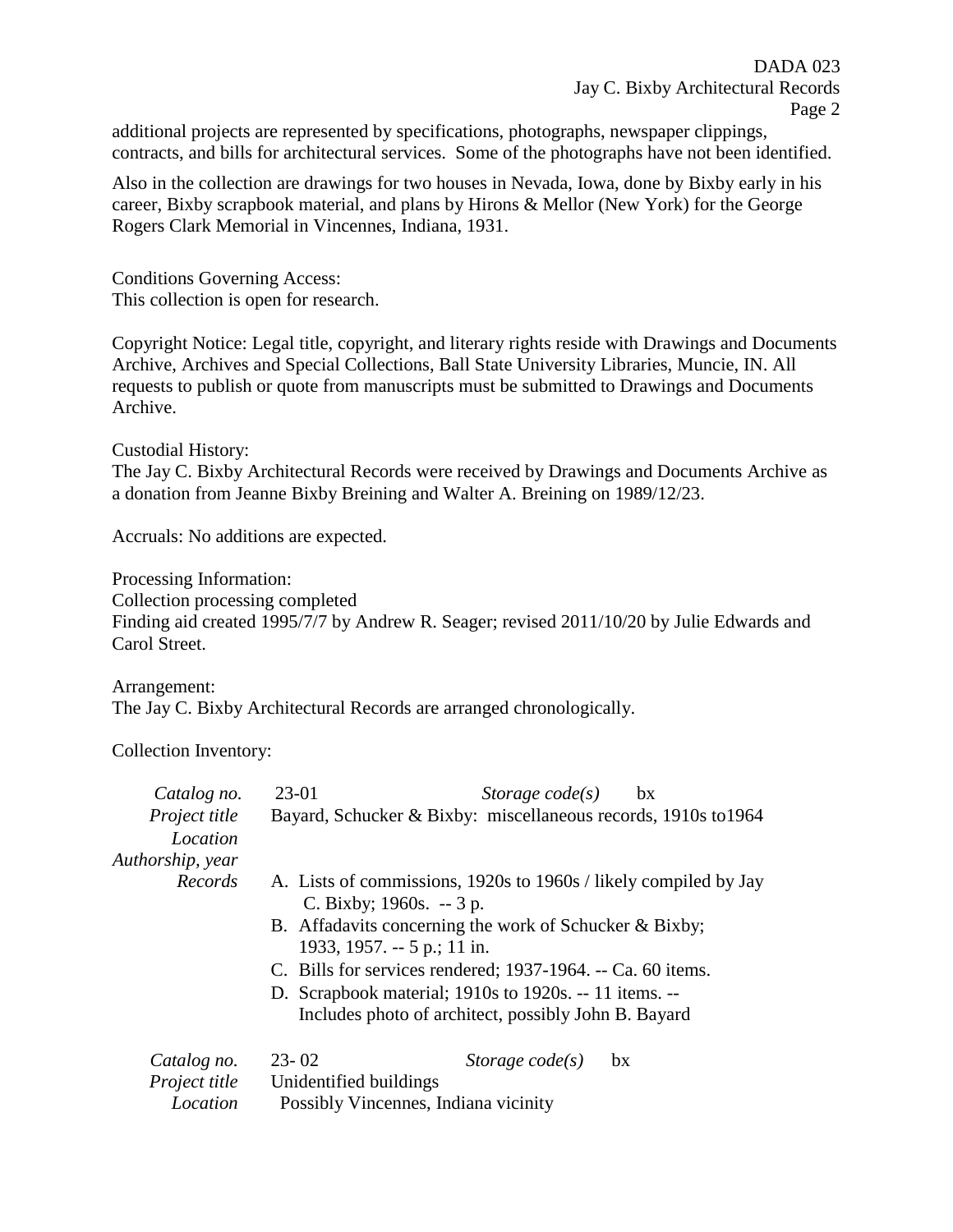additional projects are represented by specifications, photographs, newspaper clippings, contracts, and bills for architectural services. Some of the photographs have not been identified.

Also in the collection are drawings for two houses in Nevada, Iowa, done by Bixby early in his career, Bixby scrapbook material, and plans by Hirons & Mellor (New York) for the George Rogers Clark Memorial in Vincennes, Indiana, 1931.

Conditions Governing Access:
This collection is open for research.

Copyright Notice: Legal title, copyright, and literary rights reside with Drawings and Documents Archive, Archives and Special Collections, Ball State University Libraries, Muncie, IN. All requests to publish or quote from manuscripts must be submitted to Drawings and Documents Archive.

Custodial History:
The Jay C. Bixby Architectural Records were received by Drawings and Documents Archive as a donation from Jeanne Bixby Breining and Walter A. Breining on 1989/12/23.

Accruals: No additions are expected.

Processing Information:
Collection processing completed
Finding aid created 1995/7/7 by Andrew R. Seager; revised 2011/10/20 by Julie Edwards and Carol Street.

Arrangement:
The Jay C. Bixby Architectural Records are arranged chronologically.

Collection Inventory:

*Catalog no.* 23-01 *Storage code(s)* bx
*Project title* Bayard, Schucker & Bixby: miscellaneous records, 1910s to1964
*Location*
*Authorship, year*
*Records*

A. Lists of commissions, 1920s to 1960s / likely compiled by Jay C. Bixby; 1960s. -- 3 p.
B. Affadavits concerning the work of Schucker & Bixby; 1933, 1957. -- 5 p.; 11 in.
C. Bills for services rendered; 1937-1964. -- Ca. 60 items.
D. Scrapbook material; 1910s to 1920s. -- 11 items. -- Includes photo of architect, possibly John B. Bayard

*Catalog no.* 23- 02 *Storage code(s)* bx
*Project title* Unidentified buildings
*Location* Possibly Vincennes, Indiana vicinity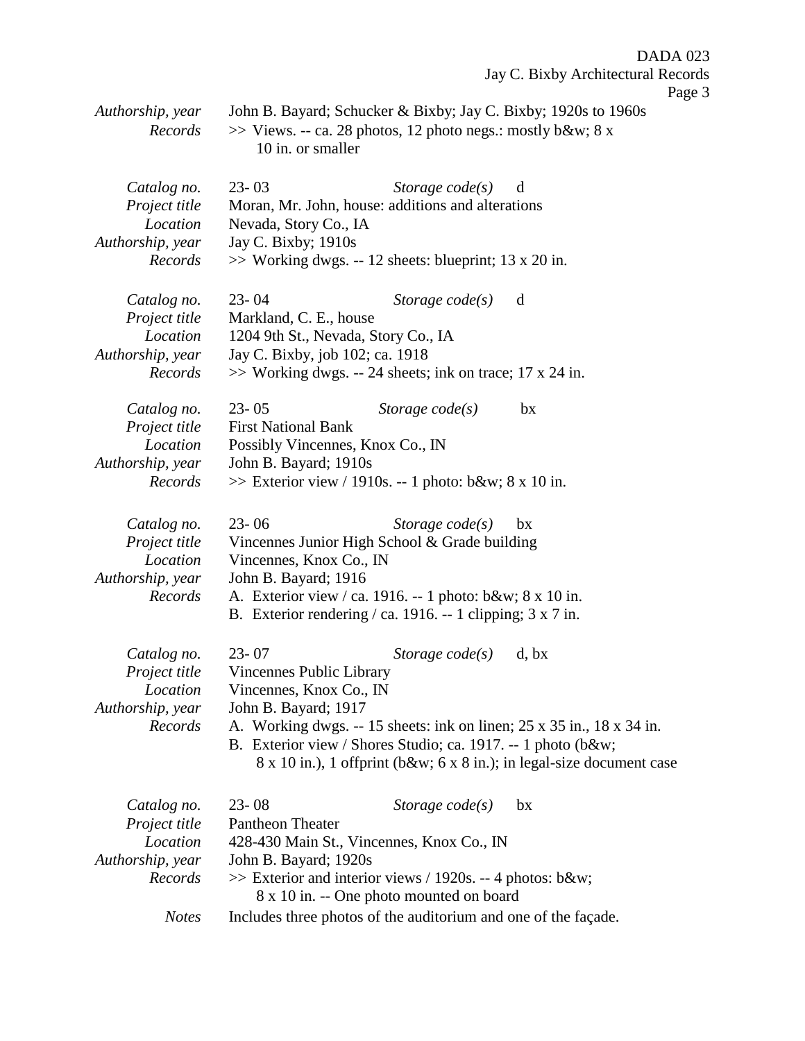*Authorship, year* John B. Bayard; Schucker & Bixby; Jay C. Bixby; 1920s to 1960s
*Records* >> Views. -- ca. 28 photos, 12 photo negs.: mostly b&w; 8 x 10 in. or smaller

*Catalog no.* 23- 03 *Storage code(s)* d
*Project title* Moran, Mr. John, house: additions and alterations
*Location* Nevada, Story Co., IA
*Authorship, year* Jay C. Bixby; 1910s
*Records* >> Working dwgs. -- 12 sheets: blueprint; 13 x 20 in.

*Catalog no.* 23- 04 *Storage code(s)* d
*Project title* Markland, C. E., house
*Location* 1204 9th St., Nevada, Story Co., IA
*Authorship, year* Jay C. Bixby, job 102; ca. 1918
*Records* >> Working dwgs. -- 24 sheets; ink on trace; 17 x 24 in.

*Catalog no.* 23- 05 *Storage code(s)* bx
*Project title* First National Bank
*Location* Possibly Vincennes, Knox Co., IN
*Authorship, year* John B. Bayard; 1910s
*Records* >> Exterior view / 1910s. -- 1 photo: b&w; 8 x 10 in.

*Catalog no.* 23- 06 *Storage code(s)* bx
*Project title* Vincennes Junior High School & Grade building
*Location* Vincennes, Knox Co., IN
*Authorship, year* John B. Bayard; 1916
*Records* A. Exterior view / ca. 1916. -- 1 photo: b&w; 8 x 10 in.
B. Exterior rendering / ca. 1916. -- 1 clipping; 3 x 7 in.

*Catalog no.* 23- 07 *Storage code(s)* d, bx
*Project title* Vincennes Public Library
*Location* Vincennes, Knox Co., IN
*Authorship, year* John B. Bayard; 1917
*Records* A. Working dwgs. -- 15 sheets: ink on linen; 25 x 35 in., 18 x 34 in.
B. Exterior view / Shores Studio; ca. 1917. -- 1 photo (b&w; 8 x 10 in.), 1 offprint (b&w; 6 x 8 in.); in legal-size document case

*Catalog no.* 23- 08 *Storage code(s)* bx
*Project title* Pantheon Theater
*Location* 428-430 Main St., Vincennes, Knox Co., IN
*Authorship, year* John B. Bayard; 1920s
*Records* >> Exterior and interior views / 1920s. -- 4 photos: b&w; 8 x 10 in. -- One photo mounted on board
*Notes* Includes three photos of the auditorium and one of the façade.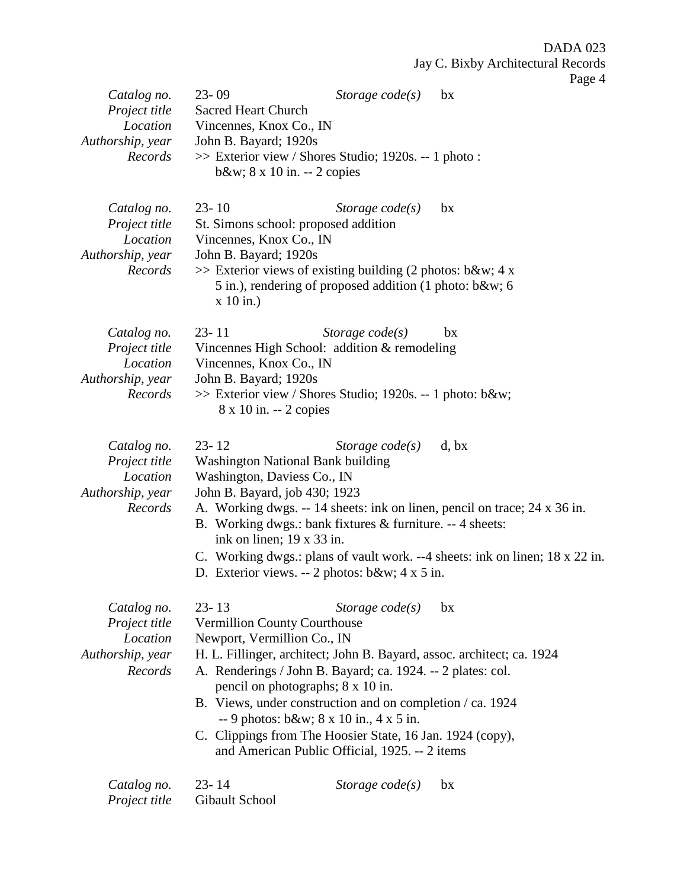| | | | |
|---|---|---|---|
| *Catalog no.* | 23- 09 | *Storage code(s)* | bx |
| *Project title* | Sacred Heart Church | | |
| *Location* | Vincennes, Knox Co., IN | | |
| *Authorship, year* | John B. Bayard; 1920s | | |
| *Records* | >> Exterior view / Shores Studio; 1920s. -- 1 photo : b&w; 8 x 10 in. -- 2 copies | | |

| | | | |
|---|---|---|---|
| *Catalog no.* | 23- 10 | *Storage code(s)* | bx |
| *Project title* | St. Simons school: proposed addition | | |
| *Location* | Vincennes, Knox Co., IN | | |
| *Authorship, year* | John B. Bayard; 1920s | | |
| *Records* | >> Exterior views of existing building (2 photos: b&w; 4 x 5 in.), rendering of proposed addition (1 photo: b&w; 6 x 10 in.) | | |

| | | | |
|---|---|---|---|
| *Catalog no.* | 23- 11 | *Storage code(s)* | bx |
| *Project title* | Vincennes High School: addition & remodeling | | |
| *Location* | Vincennes, Knox Co., IN | | |
| *Authorship, year* | John B. Bayard; 1920s | | |
| *Records* | >> Exterior view / Shores Studio; 1920s. -- 1 photo: b&w; 8 x 10 in. -- 2 copies | | |

| | | | |
|---|---|---|---|
| *Catalog no.* | 23- 12 | *Storage code(s)* | d, bx |
| *Project title* | Washington National Bank building | | |
| *Location* | Washington, Daviess Co., IN | | |
| *Authorship, year* | John B. Bayard, job 430; 1923 | | |
| *Records* | A. Working dwgs. -- 14 sheets: ink on linen, pencil on trace; 24 x 36 in.<br>B. Working dwgs.: bank fixtures & furniture. -- 4 sheets: ink on linen; 19 x 33 in.<br>C. Working dwgs.: plans of vault work. --4 sheets: ink on linen; 18 x 22 in.<br>D. Exterior views. -- 2 photos: b&w; 4 x 5 in. | | |

| | | | |
|---|---|---|---|
| *Catalog no.* | 23- 13 | *Storage code(s)* | bx |
| *Project title* | Vermillion County Courthouse | | |
| *Location* | Newport, Vermillion Co., IN | | |
| *Authorship, year* | H. L. Fillinger, architect; John B. Bayard, assoc. architect; ca. 1924 | | |
| *Records* | A. Renderings / John B. Bayard; ca. 1924. -- 2 plates: col. pencil on photographs; 8 x 10 in.<br>B. Views, under construction and on completion / ca. 1924 -- 9 photos: b&w; 8 x 10 in., 4 x 5 in.<br>C. Clippings from The Hoosier State, 16 Jan. 1924 (copy), and American Public Official, 1925. -- 2 items | | |

| | | | |
|---|---|---|---|
| *Catalog no.* | 23- 14 | *Storage code(s)* | bx |
| *Project title* | Gibault School | | |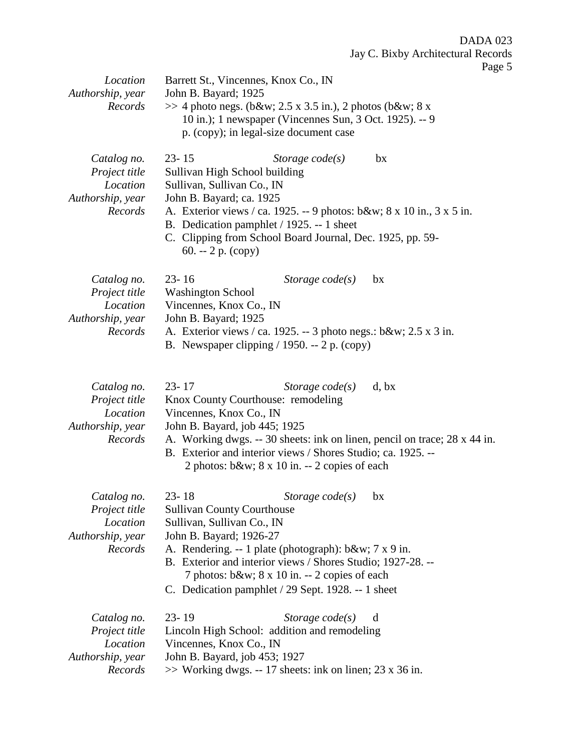*Location* Barrett St., Vincennes, Knox Co., IN
*Authorship, year* John B. Bayard; 1925
*Records* >> 4 photo negs. (b&w; 2.5 x 3.5 in.), 2 photos (b&w; 8 x 10 in.); 1 newspaper (Vincennes Sun, 3 Oct. 1925). -- 9 p. (copy); in legal-size document case

*Catalog no.* 23- 15 *Storage code(s)* bx
*Project title* Sullivan High School building
*Location* Sullivan, Sullivan Co., IN
*Authorship, year* John B. Bayard; ca. 1925
*Records*
A. Exterior views / ca. 1925. -- 9 photos: b&w; 8 x 10 in., 3 x 5 in.
B. Dedication pamphlet / 1925. -- 1 sheet
C. Clipping from School Board Journal, Dec. 1925, pp. 59-60. -- 2 p. (copy)

*Catalog no.* 23- 16 *Storage code(s)* bx
*Project title* Washington School
*Location* Vincennes, Knox Co., IN
*Authorship, year* John B. Bayard; 1925
*Records*
A. Exterior views / ca. 1925. -- 3 photo negs.: b&w; 2.5 x 3 in.
B. Newspaper clipping / 1950. -- 2 p. (copy)

*Catalog no.* 23- 17 *Storage code(s)* d, bx
*Project title* Knox County Courthouse: remodeling
*Location* Vincennes, Knox Co., IN
*Authorship, year* John B. Bayard, job 445; 1925
*Records*
A. Working dwgs. -- 30 sheets: ink on linen, pencil on trace; 28 x 44 in.
B. Exterior and interior views / Shores Studio; ca. 1925. -- 2 photos: b&w; 8 x 10 in. -- 2 copies of each

*Catalog no.* 23- 18 *Storage code(s)* bx
*Project title* Sullivan County Courthouse
*Location* Sullivan, Sullivan Co., IN
*Authorship, year* John B. Bayard; 1926-27
*Records*
A. Rendering. -- 1 plate (photograph): b&w; 7 x 9 in.
B. Exterior and interior views / Shores Studio; 1927-28. -- 7 photos: b&w; 8 x 10 in. -- 2 copies of each
C. Dedication pamphlet / 29 Sept. 1928. -- 1 sheet

*Catalog no.* 23- 19 *Storage code(s)* d
*Project title* Lincoln High School: addition and remodeling
*Location* Vincennes, Knox Co., IN
*Authorship, year* John B. Bayard, job 453; 1927
*Records* >> Working dwgs. -- 17 sheets: ink on linen; 23 x 36 in.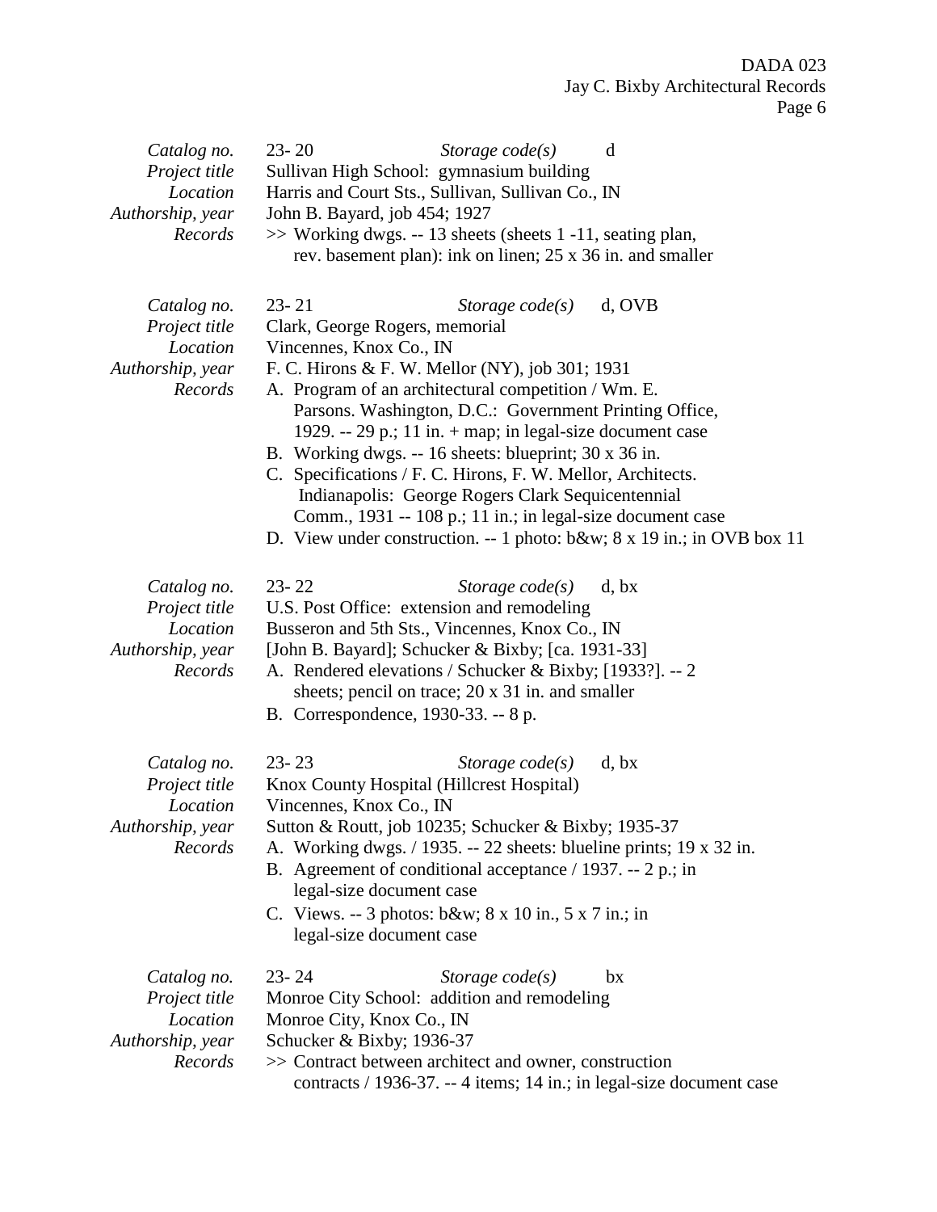| | |
|---|---|
| *Catalog no.* | 23- 20 *Storage code(s)* d |
| *Project title* | Sullivan High School: gymnasium building |
| *Location* | Harris and Court Sts., Sullivan, Sullivan Co., IN |
| *Authorship, year* | John B. Bayard, job 454; 1927 |
| *Records* | >> Working dwgs. -- 13 sheets (sheets 1 -11, seating plan, rev. basement plan): ink on linen; 25 x 36 in. and smaller |

| | |
|---|---|
| *Catalog no.* | 23- 21 *Storage code(s)* d, OVB |
| *Project title* | Clark, George Rogers, memorial |
| *Location* | Vincennes, Knox Co., IN |
| *Authorship, year* | F. C. Hirons & F. W. Mellor (NY), job 301; 1931 |
| *Records* | A. Program of an architectural competition / Wm. E. Parsons. Washington, D.C.: Government Printing Office, 1929. -- 29 p.; 11 in. + map; in legal-size document case<br>B. Working dwgs. -- 16 sheets: blueprint; 30 x 36 in.<br>C. Specifications / F. C. Hirons, F. W. Mellor, Architects. Indianapolis: George Rogers Clark Sequicentennial Comm., 1931 -- 108 p.; 11 in.; in legal-size document case<br>D. View under construction. -- 1 photo: b&w; 8 x 19 in.; in OVB box 11 |

| | |
|---|---|
| *Catalog no.* | 23- 22 *Storage code(s)* d, bx |
| *Project title* | U.S. Post Office: extension and remodeling |
| *Location* | Busseron and 5th Sts., Vincennes, Knox Co., IN |
| *Authorship, year* | [John B. Bayard]; Schucker & Bixby; [ca. 1931-33] |
| *Records* | A. Rendered elevations / Schucker & Bixby; [1933?]. -- 2 sheets; pencil on trace; 20 x 31 in. and smaller<br>B. Correspondence, 1930-33. -- 8 p. |

| | |
|---|---|
| *Catalog no.* | 23- 23 *Storage code(s)* d, bx |
| *Project title* | Knox County Hospital (Hillcrest Hospital) |
| *Location* | Vincennes, Knox Co., IN |
| *Authorship, year* | Sutton & Routt, job 10235; Schucker & Bixby; 1935-37 |
| *Records* | A. Working dwgs. / 1935. -- 22 sheets: blueline prints; 19 x 32 in.<br>B. Agreement of conditional acceptance / 1937. -- 2 p.; in legal-size document case<br>C. Views. -- 3 photos: b&w; 8 x 10 in., 5 x 7 in.; in legal-size document case |

| | |
|---|---|
| *Catalog no.* | 23- 24 *Storage code(s)* bx |
| *Project title* | Monroe City School: addition and remodeling |
| *Location* | Monroe City, Knox Co., IN |
| *Authorship, year* | Schucker & Bixby; 1936-37 |
| *Records* | >> Contract between architect and owner, construction contracts / 1936-37. -- 4 items; 14 in.; in legal-size document case |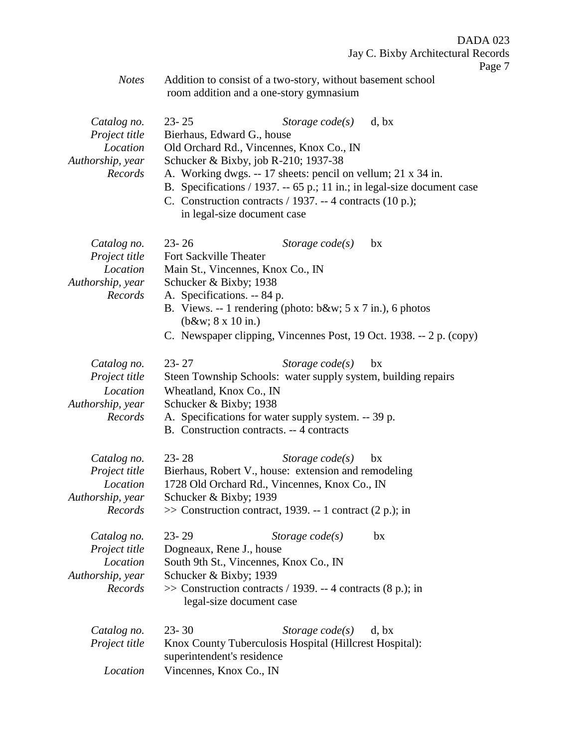*Notes* Addition to consist of a two-story, without basement school room addition and a one-story gymnasium

*Catalog no.* 23- 25 *Storage code(s)* d, bx
*Project title* Bierhaus, Edward G., house
*Location* Old Orchard Rd., Vincennes, Knox Co., IN
*Authorship, year* Schucker & Bixby, job R-210; 1937-38
*Records*
A. Working dwgs. -- 17 sheets: pencil on vellum; 21 x 34 in.
B. Specifications / 1937. -- 65 p.; 11 in.; in legal-size document case
C. Construction contracts / 1937. -- 4 contracts (10 p.); in legal-size document case

*Catalog no.* 23- 26 *Storage code(s)* bx
*Project title* Fort Sackville Theater
*Location* Main St., Vincennes, Knox Co., IN
*Authorship, year* Schucker & Bixby; 1938
*Records*
A. Specifications. -- 84 p.
B. Views. -- 1 rendering (photo: b&w; 5 x 7 in.), 6 photos (b&w; 8 x 10 in.)
C. Newspaper clipping, Vincennes Post, 19 Oct. 1938. -- 2 p. (copy)

*Catalog no.* 23- 27 *Storage code(s)* bx
*Project title* Steen Township Schools: water supply system, building repairs
*Location* Wheatland, Knox Co., IN
*Authorship, year* Schucker & Bixby; 1938
*Records*
A. Specifications for water supply system. -- 39 p.
B. Construction contracts. -- 4 contracts

*Catalog no.* 23- 28 *Storage code(s)* bx
*Project title* Bierhaus, Robert V., house: extension and remodeling
*Location* 1728 Old Orchard Rd., Vincennes, Knox Co., IN
*Authorship, year* Schucker & Bixby; 1939
*Records* >> Construction contract, 1939. -- 1 contract (2 p.); in

*Catalog no.* 23- 29 *Storage code(s)* bx
*Project title* Dogneaux, Rene J., house
*Location* South 9th St., Vincennes, Knox Co., IN
*Authorship, year* Schucker & Bixby; 1939
*Records* >> Construction contracts / 1939. -- 4 contracts (8 p.); in legal-size document case

*Catalog no.* 23- 30 *Storage code(s)* d, bx
*Project title* Knox County Tuberculosis Hospital (Hillcrest Hospital): superintendent's residence
*Location* Vincennes, Knox Co., IN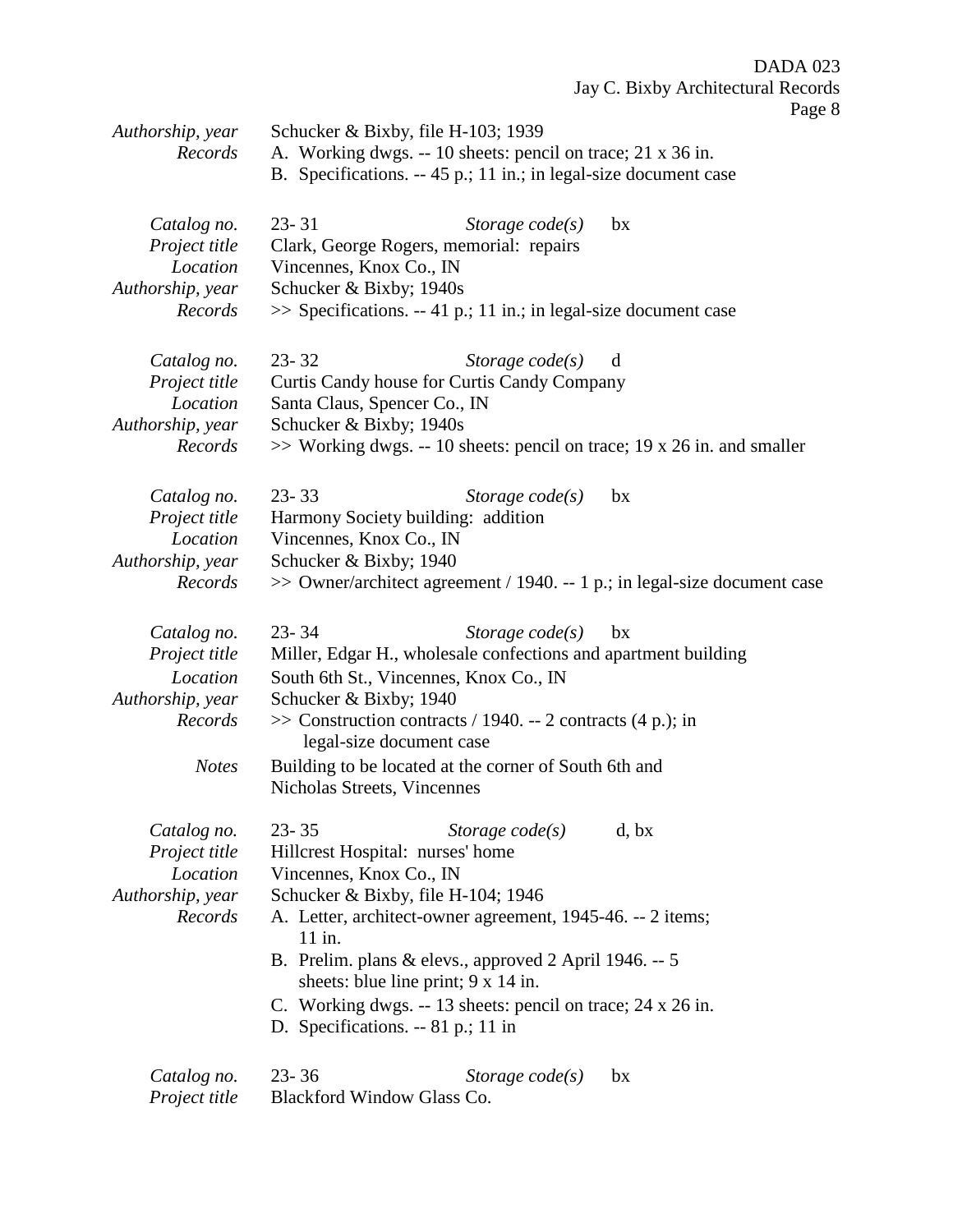*Authorship, year* Schucker & Bixby, file H-103; 1939
*Records* A. Working dwgs. -- 10 sheets: pencil on trace; 21 x 36 in.
B. Specifications. -- 45 p.; 11 in.; in legal-size document case

*Catalog no.* 23- 31 *Storage code(s)* bx
*Project title* Clark, George Rogers, memorial: repairs
*Location* Vincennes, Knox Co., IN
*Authorship, year* Schucker & Bixby; 1940s
*Records* >> Specifications. -- 41 p.; 11 in.; in legal-size document case

*Catalog no.* 23- 32 *Storage code(s)* d
*Project title* Curtis Candy house for Curtis Candy Company
*Location* Santa Claus, Spencer Co., IN
*Authorship, year* Schucker & Bixby; 1940s
*Records* >> Working dwgs. -- 10 sheets: pencil on trace; 19 x 26 in. and smaller

*Catalog no.* 23- 33 *Storage code(s)* bx
*Project title* Harmony Society building: addition
*Location* Vincennes, Knox Co., IN
*Authorship, year* Schucker & Bixby; 1940
*Records* >> Owner/architect agreement / 1940. -- 1 p.; in legal-size document case

*Catalog no.* 23- 34 *Storage code(s)* bx
*Project title* Miller, Edgar H., wholesale confections and apartment building
*Location* South 6th St., Vincennes, Knox Co., IN
*Authorship, year* Schucker & Bixby; 1940
*Records* >> Construction contracts / 1940. -- 2 contracts (4 p.); in legal-size document case
*Notes* Building to be located at the corner of South 6th and Nicholas Streets, Vincennes

*Catalog no.* 23- 35 *Storage code(s)* d, bx
*Project title* Hillcrest Hospital: nurses' home
*Location* Vincennes, Knox Co., IN
*Authorship, year* Schucker & Bixby, file H-104; 1946
*Records* A. Letter, architect-owner agreement, 1945-46. -- 2 items; 11 in.
B. Prelim. plans & elevs., approved 2 April 1946. -- 5 sheets: blue line print; 9 x 14 in.
C. Working dwgs. -- 13 sheets: pencil on trace; 24 x 26 in.
D. Specifications. -- 81 p.; 11 in

*Catalog no.* 23- 36 *Storage code(s)* bx
*Project title* Blackford Window Glass Co.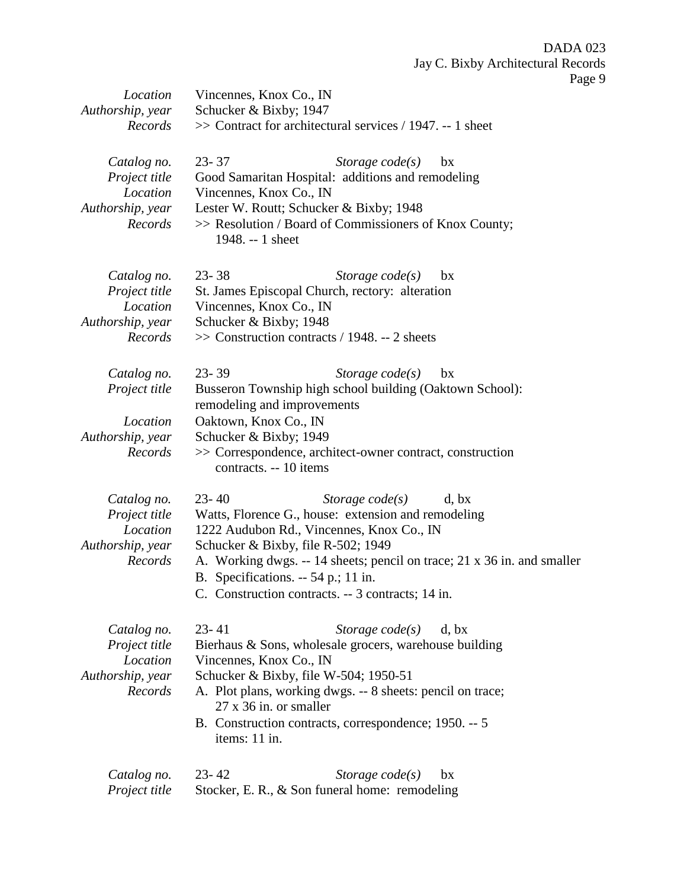| | |
|---|---|
| *Location* | Vincennes, Knox Co., IN |
| *Authorship, year* | Schucker & Bixby; 1947 |
| *Records* | >> Contract for architectural services / 1947. -- 1 sheet |

| | |
|---|---|
| *Catalog no.* | 23- 37 *Storage code(s)* bx |
| *Project title* | Good Samaritan Hospital: additions and remodeling |
| *Location* | Vincennes, Knox Co., IN |
| *Authorship, year* | Lester W. Routt; Schucker & Bixby; 1948 |
| *Records* | >> Resolution / Board of Commissioners of Knox County; 1948. -- 1 sheet |

| | |
|---|---|
| *Catalog no.* | 23- 38 *Storage code(s)* bx |
| *Project title* | St. James Episcopal Church, rectory: alteration |
| *Location* | Vincennes, Knox Co., IN |
| *Authorship, year* | Schucker & Bixby; 1948 |
| *Records* | >> Construction contracts / 1948. -- 2 sheets |

| | |
|---|---|
| *Catalog no.* | 23- 39 *Storage code(s)* bx |
| *Project title* | Busseron Township high school building (Oaktown School): remodeling and improvements |
| *Location* | Oaktown, Knox Co., IN |
| *Authorship, year* | Schucker & Bixby; 1949 |
| *Records* | >> Correspondence, architect-owner contract, construction contracts. -- 10 items |

| | |
|---|---|
| *Catalog no.* | 23- 40 *Storage code(s)* d, bx |
| *Project title* | Watts, Florence G., house: extension and remodeling |
| *Location* | 1222 Audubon Rd., Vincennes, Knox Co., IN |
| *Authorship, year* | Schucker & Bixby, file R-502; 1949 |
| *Records* | A. Working dwgs. -- 14 sheets; pencil on trace; 21 x 36 in. and smaller<br>B. Specifications. -- 54 p.; 11 in.<br>C. Construction contracts. -- 3 contracts; 14 in. |

| | |
|---|---|
| *Catalog no.* | 23- 41 *Storage code(s)* d, bx |
| *Project title* | Bierhaus & Sons, wholesale grocers, warehouse building |
| *Location* | Vincennes, Knox Co., IN |
| *Authorship, year* | Schucker & Bixby, file W-504; 1950-51 |
| *Records* | A. Plot plans, working dwgs. -- 8 sheets: pencil on trace; 27 x 36 in. or smaller<br>B. Construction contracts, correspondence; 1950. -- 5 items: 11 in. |

| | |
|---|---|
| *Catalog no.* | 23- 42 *Storage code(s)* bx |
| *Project title* | Stocker, E. R., & Son funeral home: remodeling |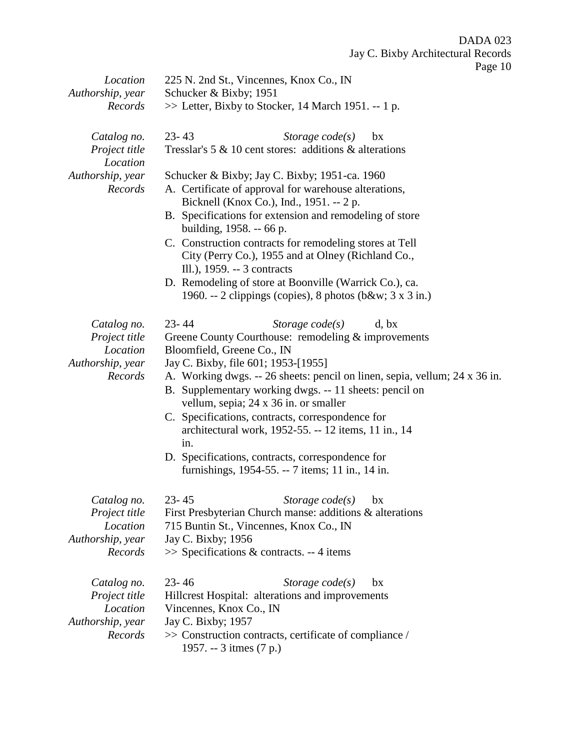*Location* 225 N. 2nd St., Vincennes, Knox Co., IN
*Authorship, year* Schucker & Bixby; 1951
*Records* >> Letter, Bixby to Stocker, 14 March 1951. -- 1 p.

*Catalog no.* 23- 43 *Storage code(s)* bx
*Project title* Tresslar's 5 & 10 cent stores: additions & alterations
*Location*
*Authorship, year* Schucker & Bixby; Jay C. Bixby; 1951-ca. 1960
*Records*
A. Certificate of approval for warehouse alterations, Bicknell (Knox Co.), Ind., 1951. -- 2 p.
B. Specifications for extension and remodeling of store building, 1958. -- 66 p.
C. Construction contracts for remodeling stores at Tell City (Perry Co.), 1955 and at Olney (Richland Co., Ill.), 1959. -- 3 contracts
D. Remodeling of store at Boonville (Warrick Co.), ca. 1960. -- 2 clippings (copies), 8 photos (b&w; 3 x 3 in.)

*Catalog no.* 23- 44 *Storage code(s)* d, bx
*Project title* Greene County Courthouse: remodeling & improvements
*Location* Bloomfield, Greene Co., IN
*Authorship, year* Jay C. Bixby, file 601; 1953-[1955]
*Records*
A. Working dwgs. -- 26 sheets: pencil on linen, sepia, vellum; 24 x 36 in.
B. Supplementary working dwgs. -- 11 sheets: pencil on vellum, sepia; 24 x 36 in. or smaller
C. Specifications, contracts, correspondence for architectural work, 1952-55. -- 12 items, 11 in., 14 in.
D. Specifications, contracts, correspondence for furnishings, 1954-55. -- 7 items; 11 in., 14 in.

*Catalog no.* 23- 45 *Storage code(s)* bx
*Project title* First Presbyterian Church manse: additions & alterations
*Location* 715 Buntin St., Vincennes, Knox Co., IN
*Authorship, year* Jay C. Bixby; 1956
*Records* >> Specifications & contracts. -- 4 items

*Catalog no.* 23- 46 *Storage code(s)* bx
*Project title* Hillcrest Hospital: alterations and improvements
*Location* Vincennes, Knox Co., IN
*Authorship, year* Jay C. Bixby; 1957
*Records* >> Construction contracts, certificate of compliance / 1957. -- 3 itmes (7 p.)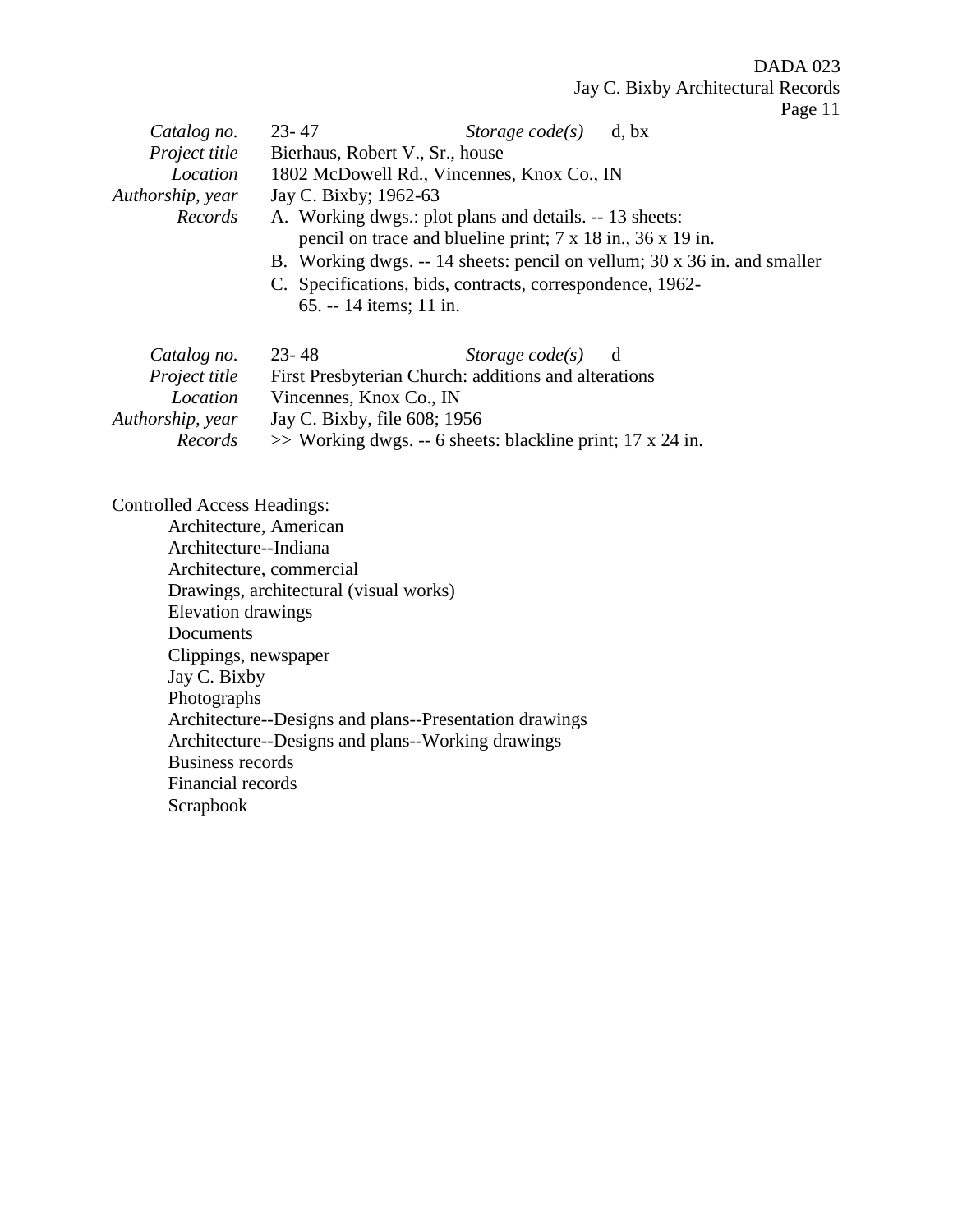| | | | |
|---|---|---|---|
| *Catalog no.* | 23- 47 | *Storage code(s)* | d, bx |
| *Project title* | Bierhaus, Robert V., Sr., house | | |
| *Location* | 1802 McDowell Rd., Vincennes, Knox Co., IN | | |
| *Authorship, year* | Jay C. Bixby; 1962-63 | | |
| *Records* | A. Working dwgs.: plot plans and details. -- 13 sheets: pencil on trace and blueline print; 7 x 18 in., 36 x 19 in.<br>B. Working dwgs. -- 14 sheets: pencil on vellum; 30 x 36 in. and smaller<br>C. Specifications, bids, contracts, correspondence, 1962-65. -- 14 items; 11 in. | | |

| | | | |
|---|---|---|---|
| *Catalog no.* | 23- 48 | *Storage code(s)* | d |
| *Project title* | First Presbyterian Church: additions and alterations | | |
| *Location* | Vincennes, Knox Co., IN | | |
| *Authorship, year* | Jay C. Bixby, file 608; 1956 | | |
| *Records* | >> Working dwgs. -- 6 sheets: blackline print; 17 x 24 in. | | |

Controlled Access Headings:

- Architecture, American
- Architecture--Indiana
- Architecture, commercial
- Drawings, architectural (visual works)
- Elevation drawings
- Documents
- Clippings, newspaper
- Jay C. Bixby
- Photographs
- Architecture--Designs and plans--Presentation drawings
- Architecture--Designs and plans--Working drawings
- Business records
- Financial records
- Scrapbook